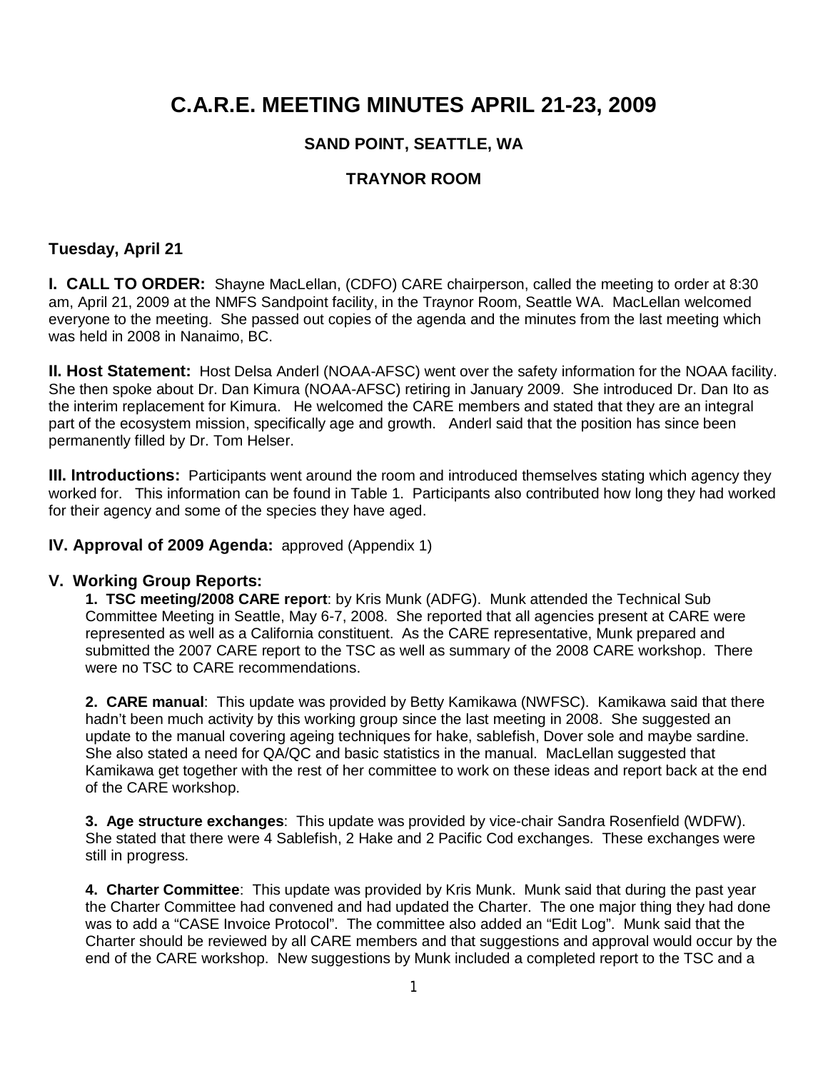# C.A.R.E. MEETING MINUTES APRIL 21-23, 2009

## SAND POINT, SEATTLE, WA

## TRAYNOR ROOM

### Tuesday, April 21

**I. CALL TO ORDER:** Shayne MacLellan, (CDFO) CARE chairperson, called the meeting to order at 8:30 am, April 21, 2009 at the NMFS Sandpoint facility, in the Traynor Room, Seattle WA. MacLellan welcomed everyone to the meeting. She passed out copies of the agenda and the minutes from the last meeting which was held in 2008 in Nanaimo, BC.

**II. Host Statement:** Host Delsa Anderl (NOAA-AFSC) went over the safety information for the NOAA facility. She then spoke about Dr. Dan Kimura (NOAA-AFSC) retiring in January 2009. She introduced Dr. Dan Ito as the interim replacement for Kimura. He welcomed the CARE members and stated that they are an integral part of the ecosystem mission, specifically age and growth. Anderl said that the position has since been permanently filled by Dr. Tom Helser.

**III. Introductions:** Participants went around the room and introduced themselves stating which agency they worked for. This information can be found in Table 1. Participants also contributed how long they had worked for their agency and some of the species they have aged.

**IV. Approval of 2009 Agenda:** approved (Appendix 1)

**V. Working Group Reports:**

**1. TSC meeting/2008 CARE report**: by Kris Munk (ADFG). Munk attended the Technical Sub Committee Meeting in Seattle, May 6-7, 2008. She reported that all agencies present at CARE were represented as well as a California constituent. As the CARE representative, Munk prepared and submitted the 2007 CARE report to the TSC as well as summary of the 2008 CARE workshop. There were no TSC to CARE recommendations.

**2. CARE manual**: This update was provided by Betty Kamikawa (NWFSC). Kamikawa said that there hadn't been much activity by this working group since the last meeting in 2008. She suggested an update to the manual covering ageing techniques for hake, sablefish, Dover sole and maybe sardine. She also stated a need for QA/QC and basic statistics in the manual. MacLellan suggested that Kamikawa get together with the rest of her committee to work on these ideas and report back at the end of the CARE workshop.

**3. Age structure exchanges**: This update was provided by vice-chair Sandra Rosenfield (WDFW). She stated that there were 4 Sablefish, 2 Hake and 2 Pacific Cod exchanges. These exchanges were still in progress.

**4. Charter Committee**: This update was provided by Kris Munk. Munk said that during the past year the Charter Committee had convened and had updated the Charter. The one major thing they had done was to add a "CASE Invoice Protocol". The committee also added an "Edit Log". Munk said that the Charter should be reviewed by all CARE members and that suggestions and approval would occur by the end of the CARE workshop. New suggestions by Munk included a completed report to the TSC and a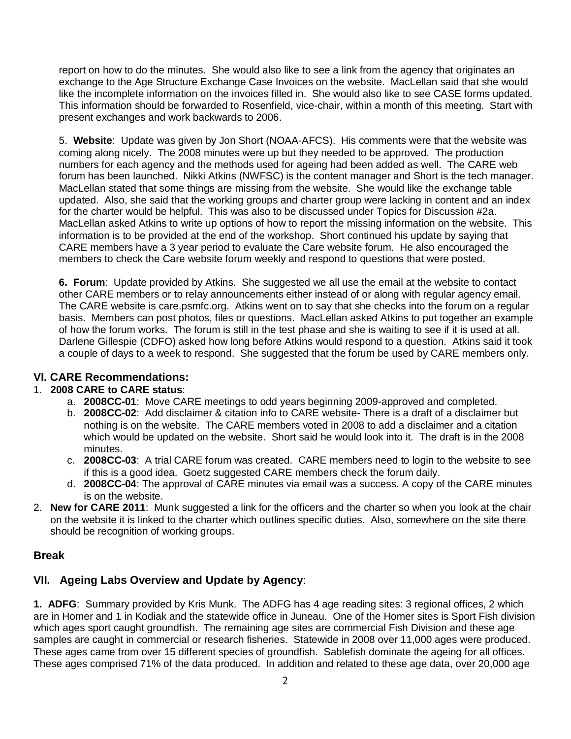report on how to do the minutes. She would also like to see a link from the agency that originates an exchange to the Age Structure Exchange Case Invoices on the website. MacLellan said that she would like the incomplete information on the invoices filled in. She would also like to see CASE forms updated. This information should be forwarded to Rosenfield, vice-chair, within a month of this meeting. Start with present exchanges and work backwards to 2006.

5. **Website**: Update was given by Jon Short (NOAA-AFCS). His comments were that the website was coming along nicely. The 2008 minutes were up but they needed to be approved. The production numbers for each agency and the methods used for ageing had been added as well. The CARE web forum has been launched. Nikki Atkins (NWFSC) is the content manager and Short is the tech manager. MacLellan stated that some things are missing from the website. She would like the exchange table updated. Also, she said that the working groups and charter group were lacking in content and an index for the charter would be helpful. This was also to be discussed under Topics for Discussion #2a. MacLellan asked Atkins to write up options of how to report the missing information on the website. This information is to be provided at the end of the workshop. Short continued his update by saying that CARE members have a 3 year period to evaluate the Care website forum. He also encouraged the members to check the Care website forum weekly and respond to questions that were posted.

**6. Forum**: Update provided by Atkins. She suggested we all use the email at the website to contact other CARE members or to relay announcements either instead of or along with regular agency email. The CARE website is care.psmfc.org. Atkins went on to say that she checks into the forum on a regular basis. Members can post photos, files or questions. MacLellan asked Atkins to put together an example of how the forum works. The forum is still in the test phase and she is waiting to see if it is used at all. Darlene Gillespie (CDFO) asked how long before Atkins would respond to a question. Atkins said it took a couple of days to a week to respond. She suggested that the forum be used by CARE members only.

## VI. CARE Recommendations:

1. **2008 CARE to CARE status**:
   a. **2008CC-01**: Move CARE meetings to odd years beginning 2009-approved and completed.
   b. **2008CC-02**: Add disclaimer & citation info to CARE website- There is a draft of a disclaimer but nothing is on the website. The CARE members voted in 2008 to add a disclaimer and a citation which would be updated on the website. Short said he would look into it. The draft is in the 2008 minutes.
   c. **2008CC-03**: A trial CARE forum was created. CARE members need to login to the website to see if this is a good idea. Goetz suggested CARE members check the forum daily.
   d. **2008CC-04**: The approval of CARE minutes via email was a success. A copy of the CARE minutes is on the website.
2. **New for CARE 2011**: Munk suggested a link for the officers and the charter so when you look at the chair on the website it is linked to the charter which outlines specific duties. Also, somewhere on the site there should be recognition of working groups.

## Break

## VII. Ageing Labs Overview and Update by Agency:

**1. ADFG**: Summary provided by Kris Munk. The ADFG has 4 age reading sites: 3 regional offices, 2 which are in Homer and 1 in Kodiak and the statewide office in Juneau. One of the Homer sites is Sport Fish division which ages sport caught groundfish. The remaining age sites are commercial Fish Division and these age samples are caught in commercial or research fisheries. Statewide in 2008 over 11,000 ages were produced. These ages came from over 15 different species of groundfish. Sablefish dominate the ageing for all offices. These ages comprised 71% of the data produced. In addition and related to these age data, over 20,000 age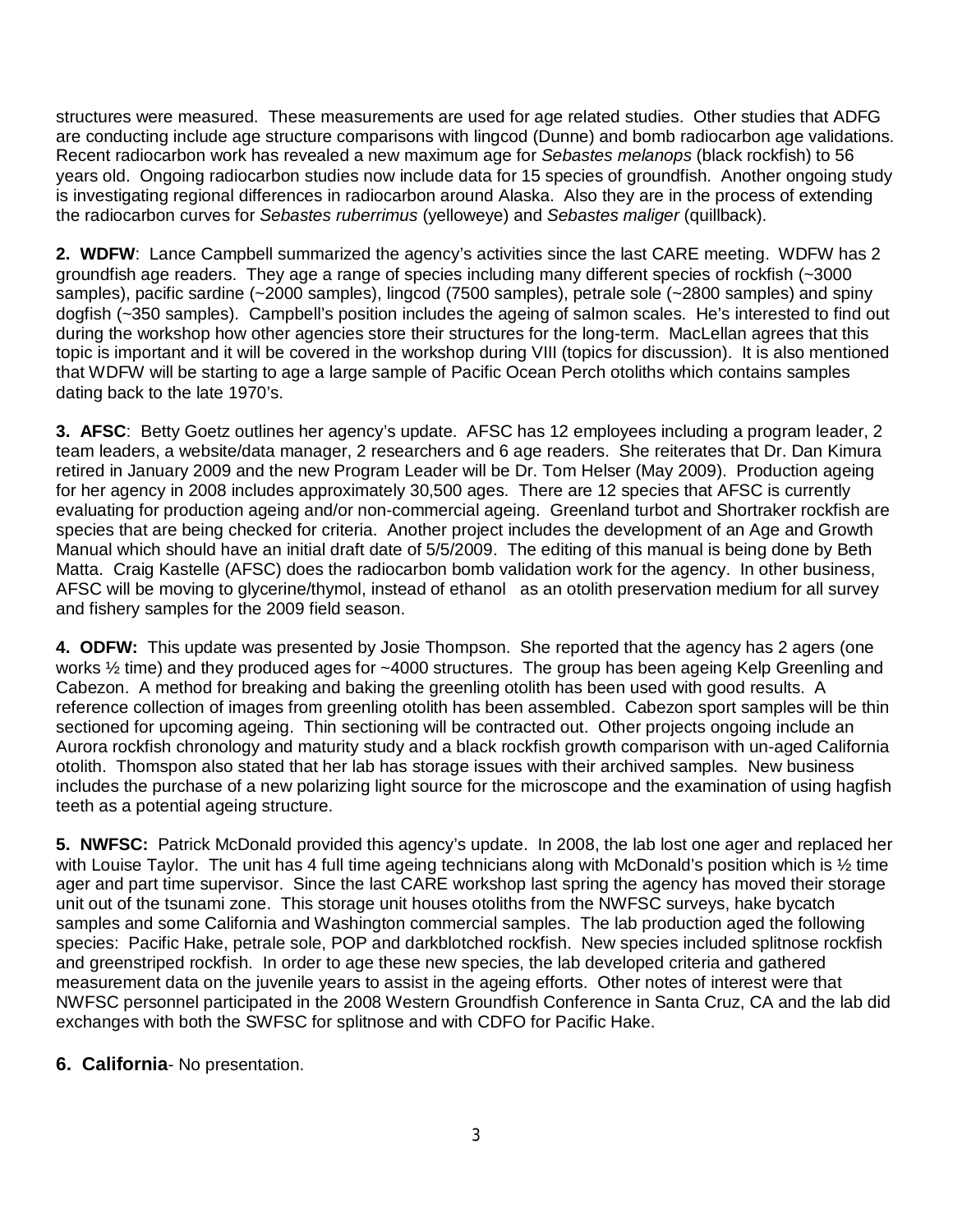structures were measured. These measurements are used for age related studies. Other studies that ADFG are conducting include age structure comparisons with lingcod (Dunne) and bomb radiocarbon age validations. Recent radiocarbon work has revealed a new maximum age for *Sebastes melanops* (black rockfish) to 56 years old. Ongoing radiocarbon studies now include data for 15 species of groundfish. Another ongoing study is investigating regional differences in radiocarbon around Alaska. Also they are in the process of extending the radiocarbon curves for *Sebastes ruberrimus* (yelloweye) and *Sebastes maliger* (quillback).

**2. WDFW**: Lance Campbell summarized the agency's activities since the last CARE meeting. WDFW has 2 groundfish age readers. They age a range of species including many different species of rockfish (~3000 samples), pacific sardine (~2000 samples), lingcod (7500 samples), petrale sole (~2800 samples) and spiny dogfish (~350 samples). Campbell's position includes the ageing of salmon scales. He's interested to find out during the workshop how other agencies store their structures for the long-term. MacLellan agrees that this topic is important and it will be covered in the workshop during VIII (topics for discussion). It is also mentioned that WDFW will be starting to age a large sample of Pacific Ocean Perch otoliths which contains samples dating back to the late 1970's.

**3. AFSC**: Betty Goetz outlines her agency's update. AFSC has 12 employees including a program leader, 2 team leaders, a website/data manager, 2 researchers and 6 age readers. She reiterates that Dr. Dan Kimura retired in January 2009 and the new Program Leader will be Dr. Tom Helser (May 2009). Production ageing for her agency in 2008 includes approximately 30,500 ages. There are 12 species that AFSC is currently evaluating for production ageing and/or non-commercial ageing. Greenland turbot and Shortraker rockfish are species that are being checked for criteria. Another project includes the development of an Age and Growth Manual which should have an initial draft date of 5/5/2009. The editing of this manual is being done by Beth Matta. Craig Kastelle (AFSC) does the radiocarbon bomb validation work for the agency. In other business, AFSC will be moving to glycerine/thymol, instead of ethanol as an otolith preservation medium for all survey and fishery samples for the 2009 field season.

**4. ODFW:** This update was presented by Josie Thompson. She reported that the agency has 2 agers (one works ½ time) and they produced ages for ~4000 structures. The group has been ageing Kelp Greenling and Cabezon. A method for breaking and baking the greenling otolith has been used with good results. A reference collection of images from greenling otolith has been assembled. Cabezon sport samples will be thin sectioned for upcoming ageing. Thin sectioning will be contracted out. Other projects ongoing include an Aurora rockfish chronology and maturity study and a black rockfish growth comparison with un-aged California otolith. Thomspon also stated that her lab has storage issues with their archived samples. New business includes the purchase of a new polarizing light source for the microscope and the examination of using hagfish teeth as a potential ageing structure.

**5. NWFSC:** Patrick McDonald provided this agency's update. In 2008, the lab lost one ager and replaced her with Louise Taylor. The unit has 4 full time ageing technicians along with McDonald's position which is ½ time ager and part time supervisor. Since the last CARE workshop last spring the agency has moved their storage unit out of the tsunami zone. This storage unit houses otoliths from the NWFSC surveys, hake bycatch samples and some California and Washington commercial samples. The lab production aged the following species: Pacific Hake, petrale sole, POP and darkblotched rockfish. New species included splitnose rockfish and greenstriped rockfish. In order to age these new species, the lab developed criteria and gathered measurement data on the juvenile years to assist in the ageing efforts. Other notes of interest were that NWFSC personnel participated in the 2008 Western Groundfish Conference in Santa Cruz, CA and the lab did exchanges with both the SWFSC for splitnose and with CDFO for Pacific Hake.

**6. California**- No presentation.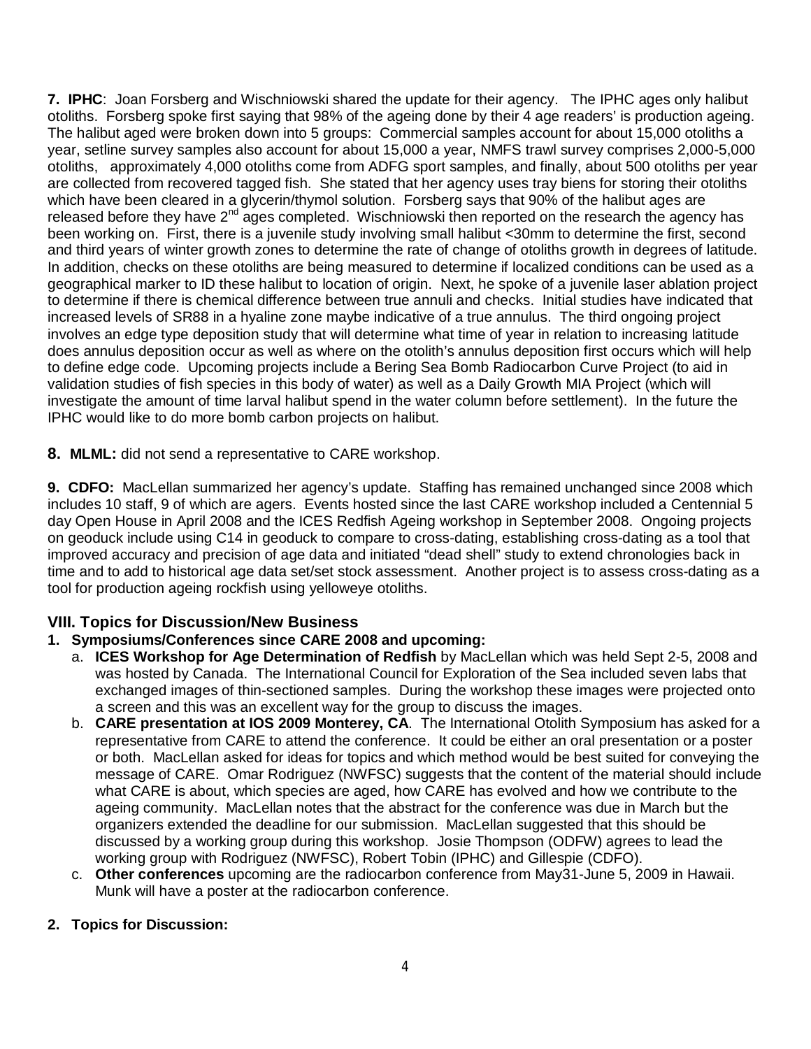**7. IPHC**: Joan Forsberg and Wischniowski shared the update for their agency. The IPHC ages only halibut otoliths. Forsberg spoke first saying that 98% of the ageing done by their 4 age readers' is production ageing. The halibut aged were broken down into 5 groups: Commercial samples account for about 15,000 otoliths a year, setline survey samples also account for about 15,000 a year, NMFS trawl survey comprises 2,000-5,000 otoliths, approximately 4,000 otoliths come from ADFG sport samples, and finally, about 500 otoliths per year are collected from recovered tagged fish. She stated that her agency uses tray biens for storing their otoliths which have been cleared in a glycerin/thymol solution. Forsberg says that 90% of the halibut ages are released before they have 2nd ages completed. Wischniowski then reported on the research the agency has been working on. First, there is a juvenile study involving small halibut <30mm to determine the first, second and third years of winter growth zones to determine the rate of change of otoliths growth in degrees of latitude. In addition, checks on these otoliths are being measured to determine if localized conditions can be used as a geographical marker to ID these halibut to location of origin. Next, he spoke of a juvenile laser ablation project to determine if there is chemical difference between true annuli and checks. Initial studies have indicated that increased levels of SR88 in a hyaline zone maybe indicative of a true annulus. The third ongoing project involves an edge type deposition study that will determine what time of year in relation to increasing latitude does annulus deposition occur as well as where on the otolith's annulus deposition first occurs which will help to define edge code. Upcoming projects include a Bering Sea Bomb Radiocarbon Curve Project (to aid in validation studies of fish species in this body of water) as well as a Daily Growth MIA Project (which will investigate the amount of time larval halibut spend in the water column before settlement). In the future the IPHC would like to do more bomb carbon projects on halibut.

**8. MLML:** did not send a representative to CARE workshop.

**9. CDFO:** MacLellan summarized her agency's update. Staffing has remained unchanged since 2008 which includes 10 staff, 9 of which are agers. Events hosted since the last CARE workshop included a Centennial 5 day Open House in April 2008 and the ICES Redfish Ageing workshop in September 2008. Ongoing projects on geoduck include using C14 in geoduck to compare to cross-dating, establishing cross-dating as a tool that improved accuracy and precision of age data and initiated "dead shell" study to extend chronologies back in time and to add to historical age data set/set stock assessment. Another project is to assess cross-dating as a tool for production ageing rockfish using yelloweye otoliths.

## VIII. Topics for Discussion/New Business

**1. Symposiums/Conferences since CARE 2008 and upcoming:**

a. **ICES Workshop for Age Determination of Redfish** by MacLellan which was held Sept 2-5, 2008 and was hosted by Canada. The International Council for Exploration of the Sea included seven labs that exchanged images of thin-sectioned samples. During the workshop these images were projected onto a screen and this was an excellent way for the group to discuss the images.

b. **CARE presentation at IOS 2009 Monterey, CA**. The International Otolith Symposium has asked for a representative from CARE to attend the conference. It could be either an oral presentation or a poster or both. MacLellan asked for ideas for topics and which method would be best suited for conveying the message of CARE. Omar Rodriguez (NWFSC) suggests that the content of the material should include what CARE is about, which species are aged, how CARE has evolved and how we contribute to the ageing community. MacLellan notes that the abstract for the conference was due in March but the organizers extended the deadline for our submission. MacLellan suggested that this should be discussed by a working group during this workshop. Josie Thompson (ODFW) agrees to lead the working group with Rodriguez (NWFSC), Robert Tobin (IPHC) and Gillespie (CDFO).

c. **Other conferences** upcoming are the radiocarbon conference from May31-June 5, 2009 in Hawaii. Munk will have a poster at the radiocarbon conference.

**2. Topics for Discussion:**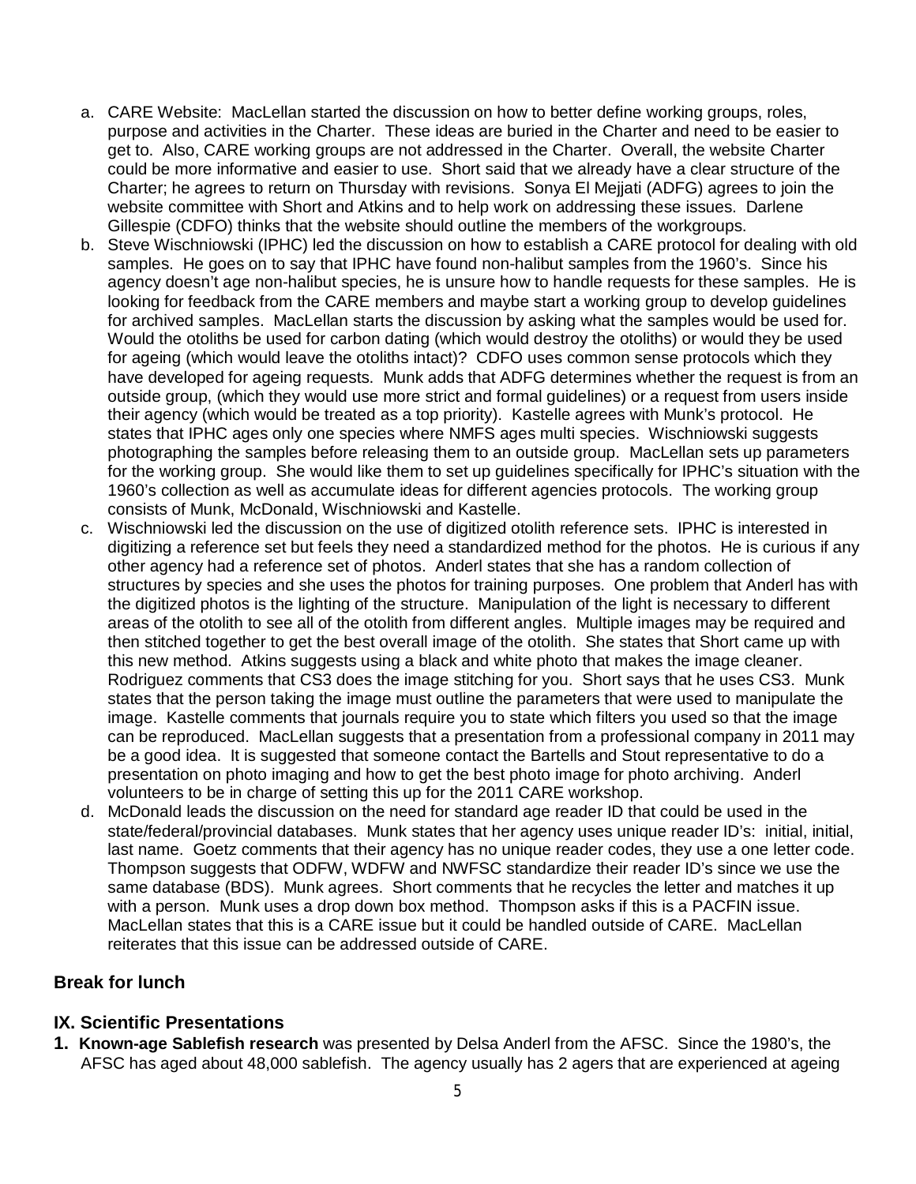a. CARE Website: MacLellan started the discussion on how to better define working groups, roles, purpose and activities in the Charter. These ideas are buried in the Charter and need to be easier to get to. Also, CARE working groups are not addressed in the Charter. Overall, the website Charter could be more informative and easier to use. Short said that we already have a clear structure of the Charter; he agrees to return on Thursday with revisions. Sonya El Mejjati (ADFG) agrees to join the website committee with Short and Atkins and to help work on addressing these issues. Darlene Gillespie (CDFO) thinks that the website should outline the members of the workgroups.

b. Steve Wischniowski (IPHC) led the discussion on how to establish a CARE protocol for dealing with old samples. He goes on to say that IPHC have found non-halibut samples from the 1960's. Since his agency doesn't age non-halibut species, he is unsure how to handle requests for these samples. He is looking for feedback from the CARE members and maybe start a working group to develop guidelines for archived samples. MacLellan starts the discussion by asking what the samples would be used for. Would the otoliths be used for carbon dating (which would destroy the otoliths) or would they be used for ageing (which would leave the otoliths intact)? CDFO uses common sense protocols which they have developed for ageing requests. Munk adds that ADFG determines whether the request is from an outside group, (which they would use more strict and formal guidelines) or a request from users inside their agency (which would be treated as a top priority). Kastelle agrees with Munk's protocol. He states that IPHC ages only one species where NMFS ages multi species. Wischniowski suggests photographing the samples before releasing them to an outside group. MacLellan sets up parameters for the working group. She would like them to set up guidelines specifically for IPHC's situation with the 1960's collection as well as accumulate ideas for different agencies protocols. The working group consists of Munk, McDonald, Wischniowski and Kastelle.

c. Wischniowski led the discussion on the use of digitized otolith reference sets. IPHC is interested in digitizing a reference set but feels they need a standardized method for the photos. He is curious if any other agency had a reference set of photos. Anderl states that she has a random collection of structures by species and she uses the photos for training purposes. One problem that Anderl has with the digitized photos is the lighting of the structure. Manipulation of the light is necessary to different areas of the otolith to see all of the otolith from different angles. Multiple images may be required and then stitched together to get the best overall image of the otolith. She states that Short came up with this new method. Atkins suggests using a black and white photo that makes the image cleaner. Rodriguez comments that CS3 does the image stitching for you. Short says that he uses CS3. Munk states that the person taking the image must outline the parameters that were used to manipulate the image. Kastelle comments that journals require you to state which filters you used so that the image can be reproduced. MacLellan suggests that a presentation from a professional company in 2011 may be a good idea. It is suggested that someone contact the Bartells and Stout representative to do a presentation on photo imaging and how to get the best photo image for photo archiving. Anderl volunteers to be in charge of setting this up for the 2011 CARE workshop.

d. McDonald leads the discussion on the need for standard age reader ID that could be used in the state/federal/provincial databases. Munk states that her agency uses unique reader ID's: initial, initial, last name. Goetz comments that their agency has no unique reader codes, they use a one letter code. Thompson suggests that ODFW, WDFW and NWFSC standardize their reader ID's since we use the same database (BDS). Munk agrees. Short comments that he recycles the letter and matches it up with a person. Munk uses a drop down box method. Thompson asks if this is a PACFIN issue. MacLellan states that this is a CARE issue but it could be handled outside of CARE. MacLellan reiterates that this issue can be addressed outside of CARE.

**Break for lunch**

## IX. Scientific Presentations

1. **Known-age Sablefish research** was presented by Delsa Anderl from the AFSC. Since the 1980's, the AFSC has aged about 48,000 sablefish. The agency usually has 2 agers that are experienced at ageing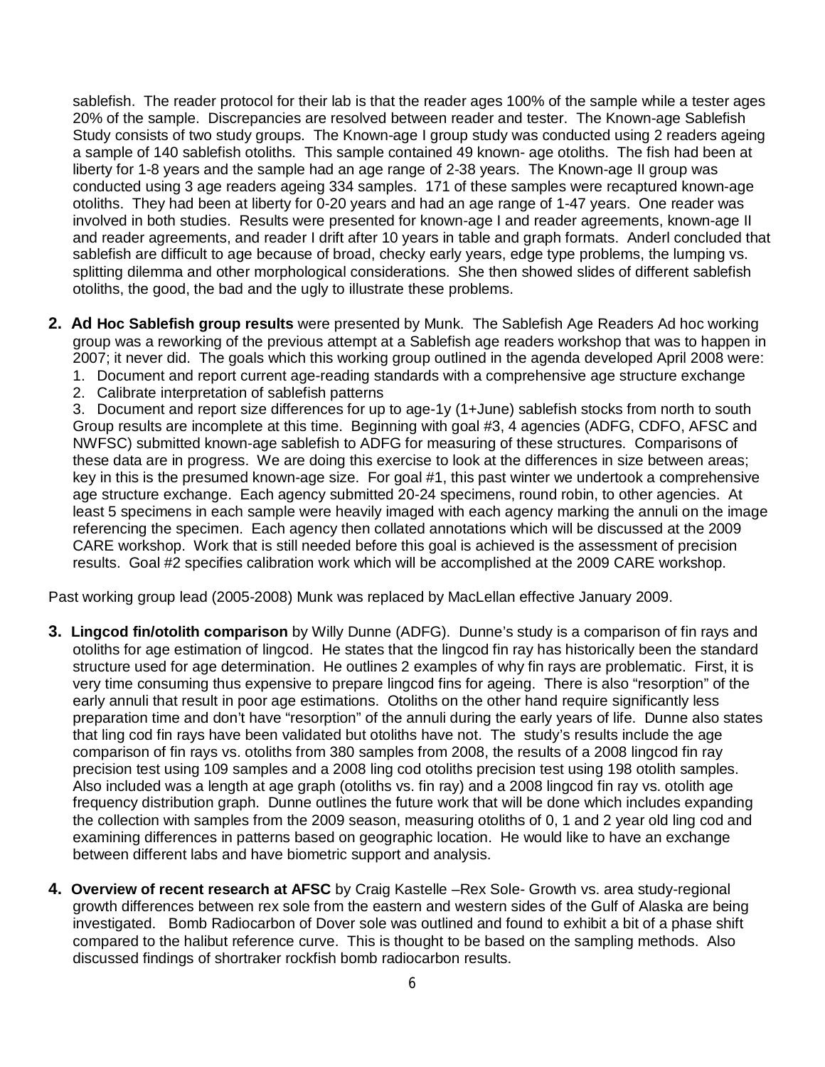sablefish. The reader protocol for their lab is that the reader ages 100% of the sample while a tester ages 20% of the sample. Discrepancies are resolved between reader and tester. The Known-age Sablefish Study consists of two study groups. The Known-age I group study was conducted using 2 readers ageing a sample of 140 sablefish otoliths. This sample contained 49 known- age otoliths. The fish had been at liberty for 1-8 years and the sample had an age range of 2-38 years. The Known-age II group was conducted using 3 age readers ageing 334 samples. 171 of these samples were recaptured known-age otoliths. They had been at liberty for 0-20 years and had an age range of 1-47 years. One reader was involved in both studies. Results were presented for known-age I and reader agreements, known-age II and reader agreements, and reader I drift after 10 years in table and graph formats. Anderl concluded that sablefish are difficult to age because of broad, checky early years, edge type problems, the lumping vs. splitting dilemma and other morphological considerations. She then showed slides of different sablefish otoliths, the good, the bad and the ugly to illustrate these problems.

**2. Ad Hoc Sablefish group results** were presented by Munk. The Sablefish Age Readers Ad hoc working group was a reworking of the previous attempt at a Sablefish age readers workshop that was to happen in 2007; it never did. The goals which this working group outlined in the agenda developed April 2008 were:

1. Document and report current age-reading standards with a comprehensive age structure exchange
2. Calibrate interpretation of sablefish patterns
3. Document and report size differences for up to age-1y (1+June) sablefish stocks from north to south

Group results are incomplete at this time. Beginning with goal #3, 4 agencies (ADFG, CDFO, AFSC and NWFSC) submitted known-age sablefish to ADFG for measuring of these structures. Comparisons of these data are in progress. We are doing this exercise to look at the differences in size between areas; key in this is the presumed known-age size. For goal #1, this past winter we undertook a comprehensive age structure exchange. Each agency submitted 20-24 specimens, round robin, to other agencies. At least 5 specimens in each sample were heavily imaged with each agency marking the annuli on the image referencing the specimen. Each agency then collated annotations which will be discussed at the 2009 CARE workshop. Work that is still needed before this goal is achieved is the assessment of precision results. Goal #2 specifies calibration work which will be accomplished at the 2009 CARE workshop.

Past working group lead (2005-2008) Munk was replaced by MacLellan effective January 2009.

**3. Lingcod fin/otolith comparison** by Willy Dunne (ADFG). Dunne's study is a comparison of fin rays and otoliths for age estimation of lingcod. He states that the lingcod fin ray has historically been the standard structure used for age determination. He outlines 2 examples of why fin rays are problematic. First, it is very time consuming thus expensive to prepare lingcod fins for ageing. There is also "resorption" of the early annuli that result in poor age estimations. Otoliths on the other hand require significantly less preparation time and don't have "resorption" of the annuli during the early years of life. Dunne also states that ling cod fin rays have been validated but otoliths have not. The study's results include the age comparison of fin rays vs. otoliths from 380 samples from 2008, the results of a 2008 lingcod fin ray precision test using 109 samples and a 2008 ling cod otoliths precision test using 198 otolith samples. Also included was a length at age graph (otoliths vs. fin ray) and a 2008 lingcod fin ray vs. otolith age frequency distribution graph. Dunne outlines the future work that will be done which includes expanding the collection with samples from the 2009 season, measuring otoliths of 0, 1 and 2 year old ling cod and examining differences in patterns based on geographic location. He would like to have an exchange between different labs and have biometric support and analysis.

**4. Overview of recent research at AFSC** by Craig Kastelle –Rex Sole- Growth vs. area study-regional growth differences between rex sole from the eastern and western sides of the Gulf of Alaska are being investigated. Bomb Radiocarbon of Dover sole was outlined and found to exhibit a bit of a phase shift compared to the halibut reference curve. This is thought to be based on the sampling methods. Also discussed findings of shortraker rockfish bomb radiocarbon results.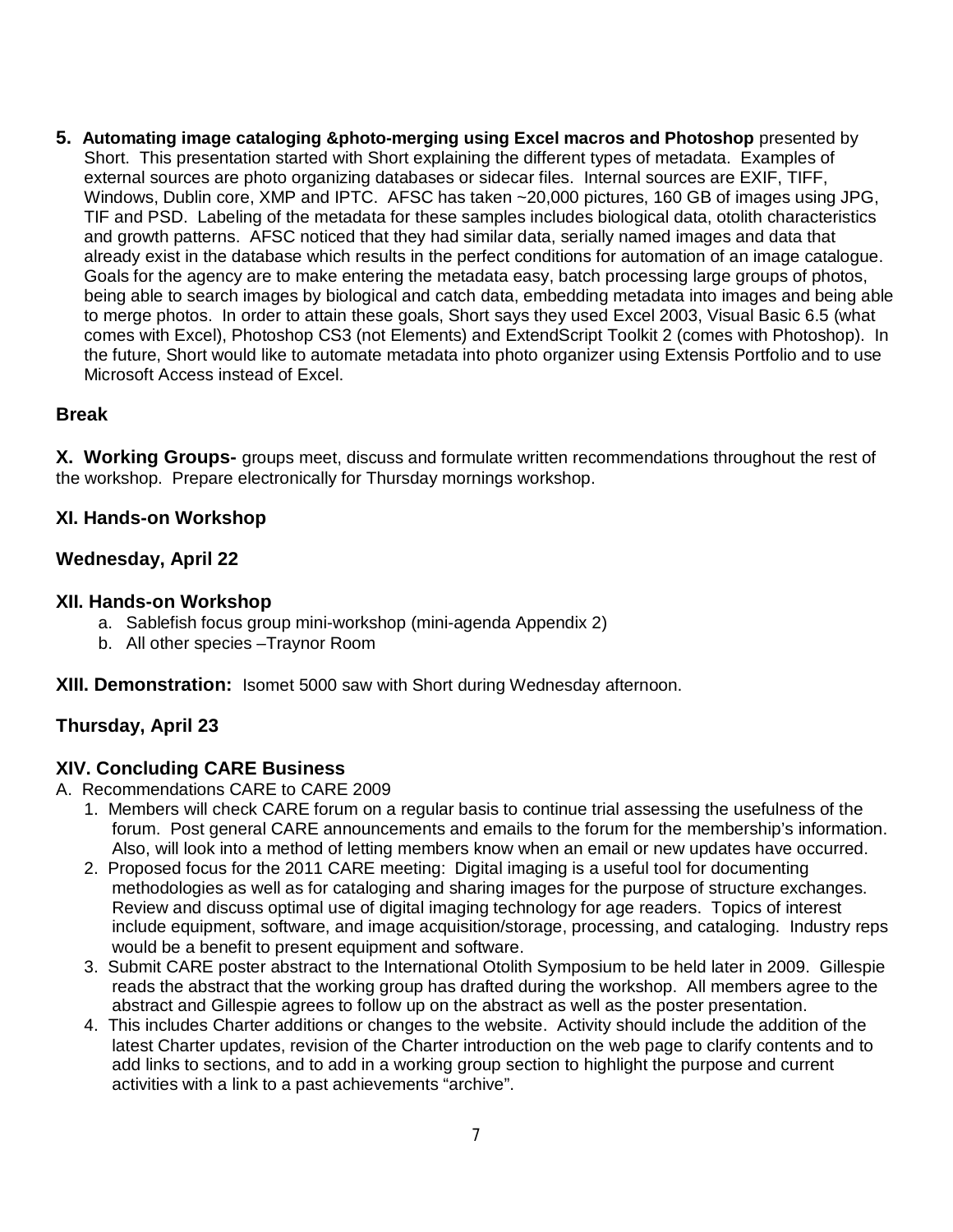**5. Automating image cataloging &photo-merging using Excel macros and Photoshop** presented by Short. This presentation started with Short explaining the different types of metadata. Examples of external sources are photo organizing databases or sidecar files. Internal sources are EXIF, TIFF, Windows, Dublin core, XMP and IPTC. AFSC has taken ~20,000 pictures, 160 GB of images using JPG, TIF and PSD. Labeling of the metadata for these samples includes biological data, otolith characteristics and growth patterns. AFSC noticed that they had similar data, serially named images and data that already exist in the database which results in the perfect conditions for automation of an image catalogue. Goals for the agency are to make entering the metadata easy, batch processing large groups of photos, being able to search images by biological and catch data, embedding metadata into images and being able to merge photos. In order to attain these goals, Short says they used Excel 2003, Visual Basic 6.5 (what comes with Excel), Photoshop CS3 (not Elements) and ExtendScript Toolkit 2 (comes with Photoshop). In the future, Short would like to automate metadata into photo organizer using Extensis Portfolio and to use Microsoft Access instead of Excel.

### Break

**X. Working Groups-** groups meet, discuss and formulate written recommendations throughout the rest of the workshop. Prepare electronically for Thursday mornings workshop.

### XI. Hands-on Workshop

### Wednesday, April 22

### XII. Hands-on Workshop

a. Sablefish focus group mini-workshop (mini-agenda Appendix 2)
b. All other species –Traynor Room

**XIII. Demonstration:** Isomet 5000 saw with Short during Wednesday afternoon.

### Thursday, April 23

## XIV. Concluding CARE Business

A. Recommendations CARE to CARE 2009

1. Members will check CARE forum on a regular basis to continue trial assessing the usefulness of the forum. Post general CARE announcements and emails to the forum for the membership's information. Also, will look into a method of letting members know when an email or new updates have occurred.
2. Proposed focus for the 2011 CARE meeting: Digital imaging is a useful tool for documenting methodologies as well as for cataloging and sharing images for the purpose of structure exchanges. Review and discuss optimal use of digital imaging technology for age readers. Topics of interest include equipment, software, and image acquisition/storage, processing, and cataloging. Industry reps would be a benefit to present equipment and software.
3. Submit CARE poster abstract to the International Otolith Symposium to be held later in 2009. Gillespie reads the abstract that the working group has drafted during the workshop. All members agree to the abstract and Gillespie agrees to follow up on the abstract as well as the poster presentation.
4. This includes Charter additions or changes to the website. Activity should include the addition of the latest Charter updates, revision of the Charter introduction on the web page to clarify contents and to add links to sections, and to add in a working group section to highlight the purpose and current activities with a link to a past achievements "archive".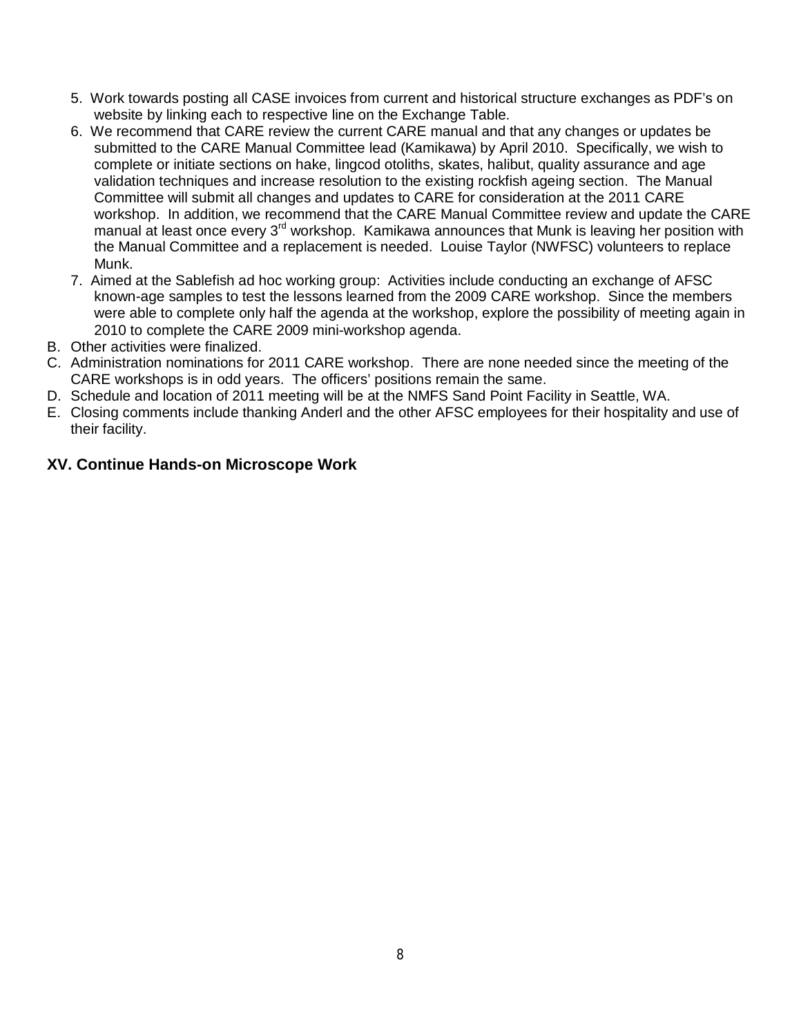5. Work towards posting all CASE invoices from current and historical structure exchanges as PDF's on website by linking each to respective line on the Exchange Table.
6. We recommend that CARE review the current CARE manual and that any changes or updates be submitted to the CARE Manual Committee lead (Kamikawa) by April 2010. Specifically, we wish to complete or initiate sections on hake, lingcod otoliths, skates, halibut, quality assurance and age validation techniques and increase resolution to the existing rockfish ageing section. The Manual Committee will submit all changes and updates to CARE for consideration at the 2011 CARE workshop. In addition, we recommend that the CARE Manual Committee review and update the CARE manual at least once every 3rd workshop. Kamikawa announces that Munk is leaving her position with the Manual Committee and a replacement is needed. Louise Taylor (NWFSC) volunteers to replace Munk.
7. Aimed at the Sablefish ad hoc working group: Activities include conducting an exchange of AFSC known-age samples to test the lessons learned from the 2009 CARE workshop. Since the members were able to complete only half the agenda at the workshop, explore the possibility of meeting again in 2010 to complete the CARE 2009 mini-workshop agenda.

B. Other activities were finalized.
C. Administration nominations for 2011 CARE workshop. There are none needed since the meeting of the CARE workshops is in odd years. The officers' positions remain the same.
D. Schedule and location of 2011 meeting will be at the NMFS Sand Point Facility in Seattle, WA.
E. Closing comments include thanking Anderl and the other AFSC employees for their hospitality and use of their facility.

## XV. Continue Hands-on Microscope Work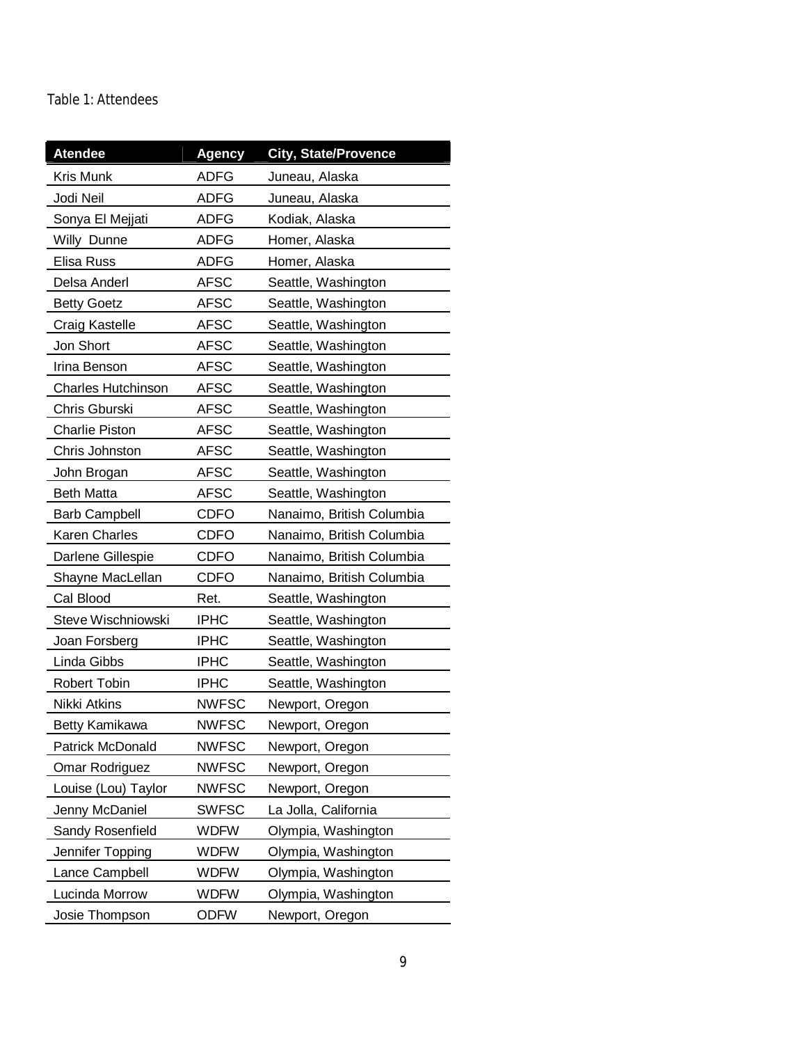Table 1: Attendees

| Atendee | Agency | City, State/Provence |
| --- | --- | --- |
| Kris Munk | ADFG | Juneau, Alaska |
| Jodi Neil | ADFG | Juneau, Alaska |
| Sonya El Mejjati | ADFG | Kodiak, Alaska |
| Willy Dunne | ADFG | Homer, Alaska |
| Elisa Russ | ADFG | Homer, Alaska |
| Delsa Anderl | AFSC | Seattle, Washington |
| Betty Goetz | AFSC | Seattle, Washington |
| Craig Kastelle | AFSC | Seattle, Washington |
| Jon Short | AFSC | Seattle, Washington |
| Irina Benson | AFSC | Seattle, Washington |
| Charles Hutchinson | AFSC | Seattle, Washington |
| Chris Gburski | AFSC | Seattle, Washington |
| Charlie Piston | AFSC | Seattle, Washington |
| Chris Johnston | AFSC | Seattle, Washington |
| John Brogan | AFSC | Seattle, Washington |
| Beth Matta | AFSC | Seattle, Washington |
| Barb Campbell | CDFO | Nanaimo, British Columbia |
| Karen Charles | CDFO | Nanaimo, British Columbia |
| Darlene Gillespie | CDFO | Nanaimo, British Columbia |
| Shayne MacLellan | CDFO | Nanaimo, British Columbia |
| Cal Blood | Ret. | Seattle, Washington |
| Steve Wischniowski | IPHC | Seattle, Washington |
| Joan Forsberg | IPHC | Seattle, Washington |
| Linda Gibbs | IPHC | Seattle, Washington |
| Robert Tobin | IPHC | Seattle, Washington |
| Nikki Atkins | NWFSC | Newport, Oregon |
| Betty Kamikawa | NWFSC | Newport, Oregon |
| Patrick McDonald | NWFSC | Newport, Oregon |
| Omar Rodriguez | NWFSC | Newport, Oregon |
| Louise (Lou) Taylor | NWFSC | Newport, Oregon |
| Jenny McDaniel | SWFSC | La Jolla, California |
| Sandy Rosenfield | WDFW | Olympia, Washington |
| Jennifer Topping | WDFW | Olympia, Washington |
| Lance Campbell | WDFW | Olympia, Washington |
| Lucinda Morrow | WDFW | Olympia, Washington |
| Josie Thompson | ODFW | Newport, Oregon |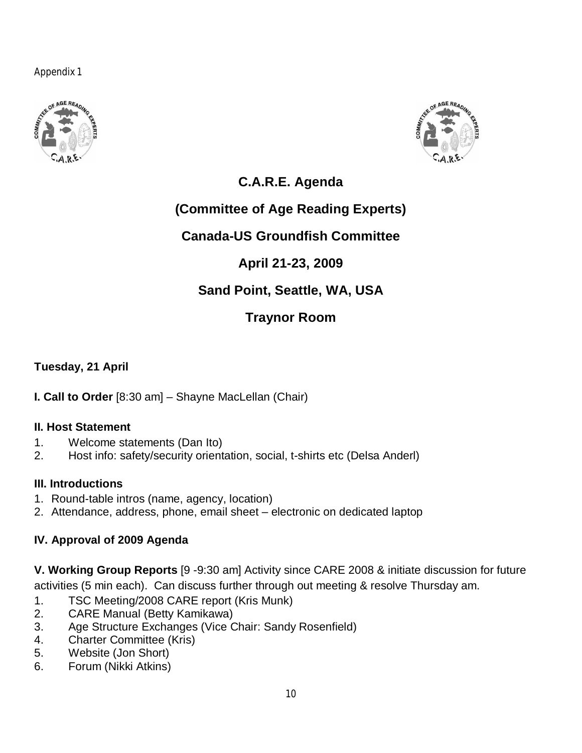Appendix 1

# C.A.R.E. Agenda

## (Committee of Age Reading Experts)

## Canada-US Groundfish Committee

## April 21-23, 2009

## Sand Point, Seattle, WA, USA

## Traynor Room

### Tuesday, 21 April

**I. Call to Order** [8:30 am] – Shayne MacLellan (Chair)

**II. Host Statement**

1. Welcome statements (Dan Ito)
2. Host info: safety/security orientation, social, t-shirts etc (Delsa Anderl)

**III. Introductions**

1. Round-table intros (name, agency, location)
2. Attendance, address, phone, email sheet – electronic on dedicated laptop

**IV. Approval of 2009 Agenda**

**V. Working Group Reports** [9 -9:30 am] Activity since CARE 2008 & initiate discussion for future activities (5 min each). Can discuss further through out meeting & resolve Thursday am.

1. TSC Meeting/2008 CARE report (Kris Munk)
2. CARE Manual (Betty Kamikawa)
3. Age Structure Exchanges (Vice Chair: Sandy Rosenfield)
4. Charter Committee (Kris)
5. Website (Jon Short)
6. Forum (Nikki Atkins)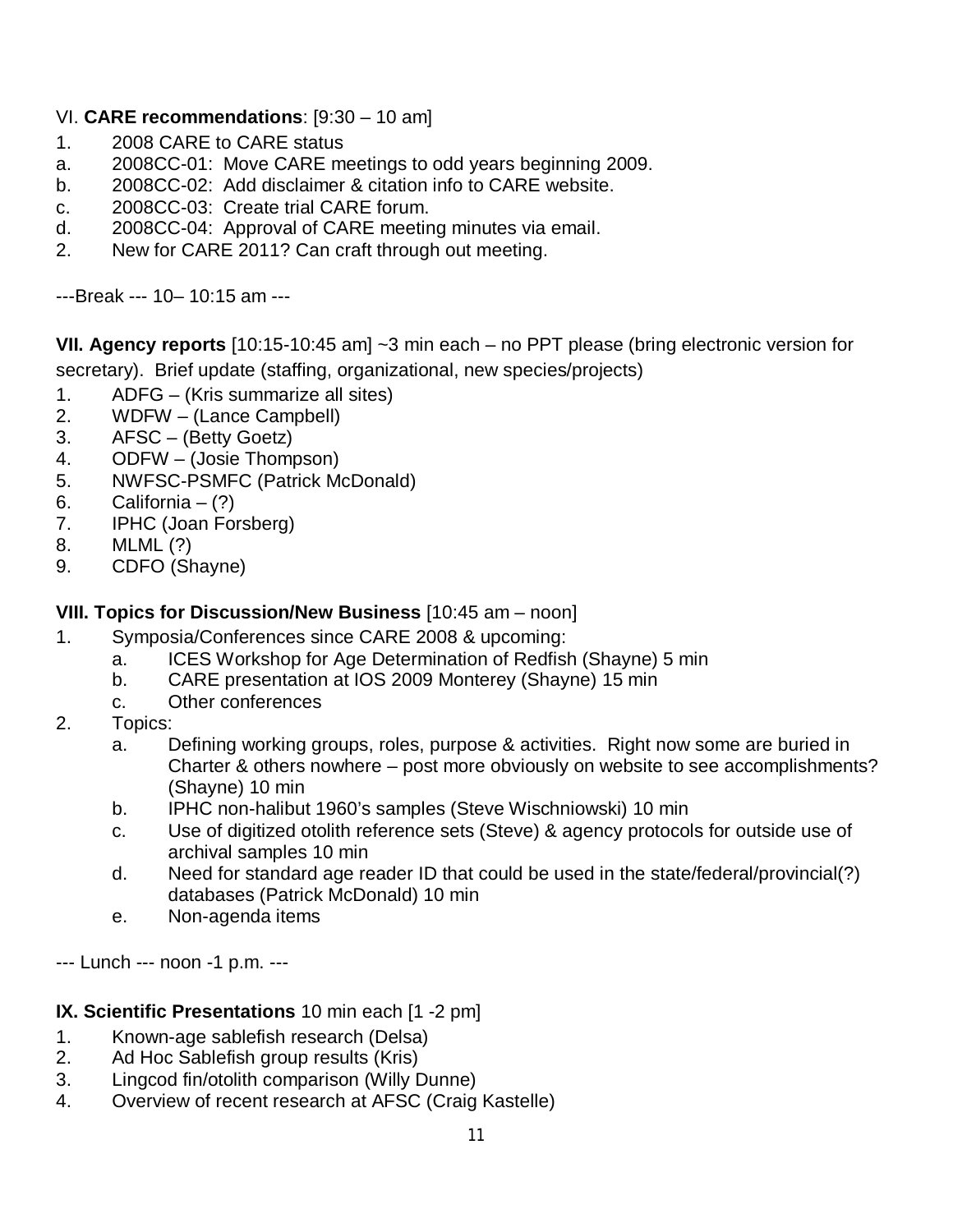VI. **CARE recommendations**: [9:30 – 10 am]

1. 2008 CARE to CARE status
   a. 2008CC-01: Move CARE meetings to odd years beginning 2009.
   b. 2008CC-02: Add disclaimer & citation info to CARE website.
   c. 2008CC-03: Create trial CARE forum.
   d. 2008CC-04: Approval of CARE meeting minutes via email.
2. New for CARE 2011? Can craft through out meeting.

---Break --- 10– 10:15 am ---

**VII. Agency reports** [10:15-10:45 am] ~3 min each – no PPT please (bring electronic version for secretary). Brief update (staffing, organizational, new species/projects)

1. ADFG – (Kris summarize all sites)
2. WDFW – (Lance Campbell)
3. AFSC – (Betty Goetz)
4. ODFW – (Josie Thompson)
5. NWFSC-PSMFC (Patrick McDonald)
6. California – (?)
7. IPHC (Joan Forsberg)
8. MLML (?)
9. CDFO (Shayne)

**VIII. Topics for Discussion/New Business** [10:45 am – noon]

1. Symposia/Conferences since CARE 2008 & upcoming:
   a. ICES Workshop for Age Determination of Redfish (Shayne) 5 min
   b. CARE presentation at IOS 2009 Monterey (Shayne) 15 min
   c. Other conferences
2. Topics:
   a. Defining working groups, roles, purpose & activities. Right now some are buried in Charter & others nowhere – post more obviously on website to see accomplishments? (Shayne) 10 min
   b. IPHC non-halibut 1960's samples (Steve Wischniowski) 10 min
   c. Use of digitized otolith reference sets (Steve) & agency protocols for outside use of archival samples 10 min
   d. Need for standard age reader ID that could be used in the state/federal/provincial(?) databases (Patrick McDonald) 10 min
   e. Non-agenda items

--- Lunch --- noon -1 p.m. ---

**IX. Scientific Presentations** 10 min each [1 -2 pm]

1. Known-age sablefish research (Delsa)
2. Ad Hoc Sablefish group results (Kris)
3. Lingcod fin/otolith comparison (Willy Dunne)
4. Overview of recent research at AFSC (Craig Kastelle)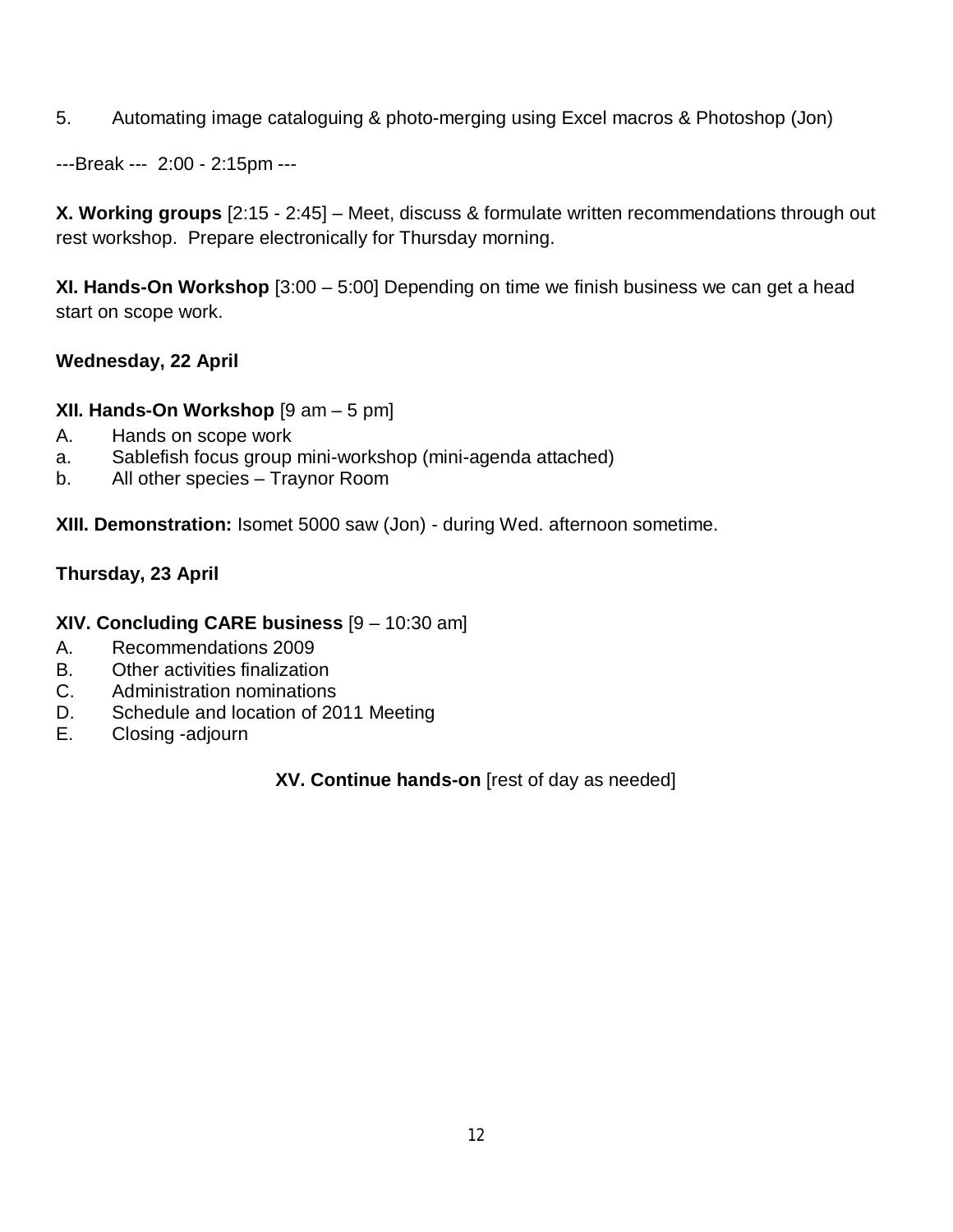5. Automating image cataloguing & photo-merging using Excel macros & Photoshop (Jon)

---Break --- 2:00 - 2:15pm ---

**X. Working groups** [2:15 - 2:45] – Meet, discuss & formulate written recommendations through out rest workshop. Prepare electronically for Thursday morning.

**XI. Hands-On Workshop** [3:00 – 5:00] Depending on time we finish business we can get a head start on scope work.

**Wednesday, 22 April**

**XII. Hands-On Workshop** [9 am – 5 pm]

A. Hands on scope work

a. Sablefish focus group mini-workshop (mini-agenda attached)

b. All other species – Traynor Room

**XIII. Demonstration:** Isomet 5000 saw (Jon) - during Wed. afternoon sometime.

**Thursday, 23 April**

**XIV. Concluding CARE business** [9 – 10:30 am]

A. Recommendations 2009

B. Other activities finalization

C. Administration nominations

D. Schedule and location of 2011 Meeting

E. Closing -adjourn

**XV. Continue hands-on** [rest of day as needed]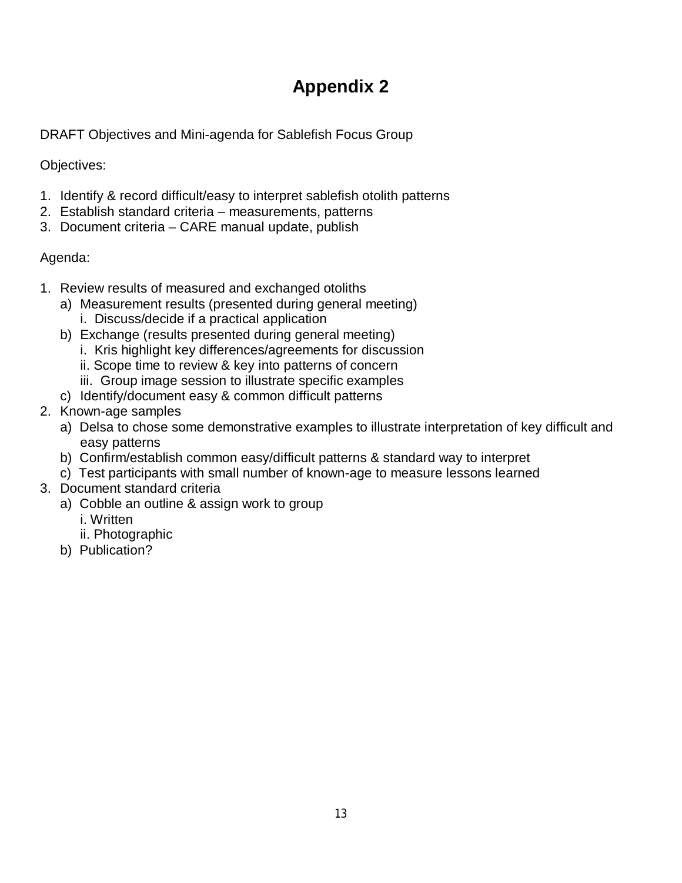# Appendix 2

DRAFT Objectives and Mini-agenda for Sablefish Focus Group

Objectives:

1. Identify & record difficult/easy to interpret sablefish otolith patterns
2. Establish standard criteria – measurements, patterns
3. Document criteria – CARE manual update, publish

Agenda:

1. Review results of measured and exchanged otoliths
   a) Measurement results (presented during general meeting)
      i. Discuss/decide if a practical application
   b) Exchange (results presented during general meeting)
      i. Kris highlight key differences/agreements for discussion
      ii. Scope time to review & key into patterns of concern
      iii. Group image session to illustrate specific examples
   c) Identify/document easy & common difficult patterns
2. Known-age samples
   a) Delsa to chose some demonstrative examples to illustrate interpretation of key difficult and easy patterns
   b) Confirm/establish common easy/difficult patterns & standard way to interpret
   c) Test participants with small number of known-age to measure lessons learned
3. Document standard criteria
   a) Cobble an outline & assign work to group
      i. Written
      ii. Photographic
   b) Publication?